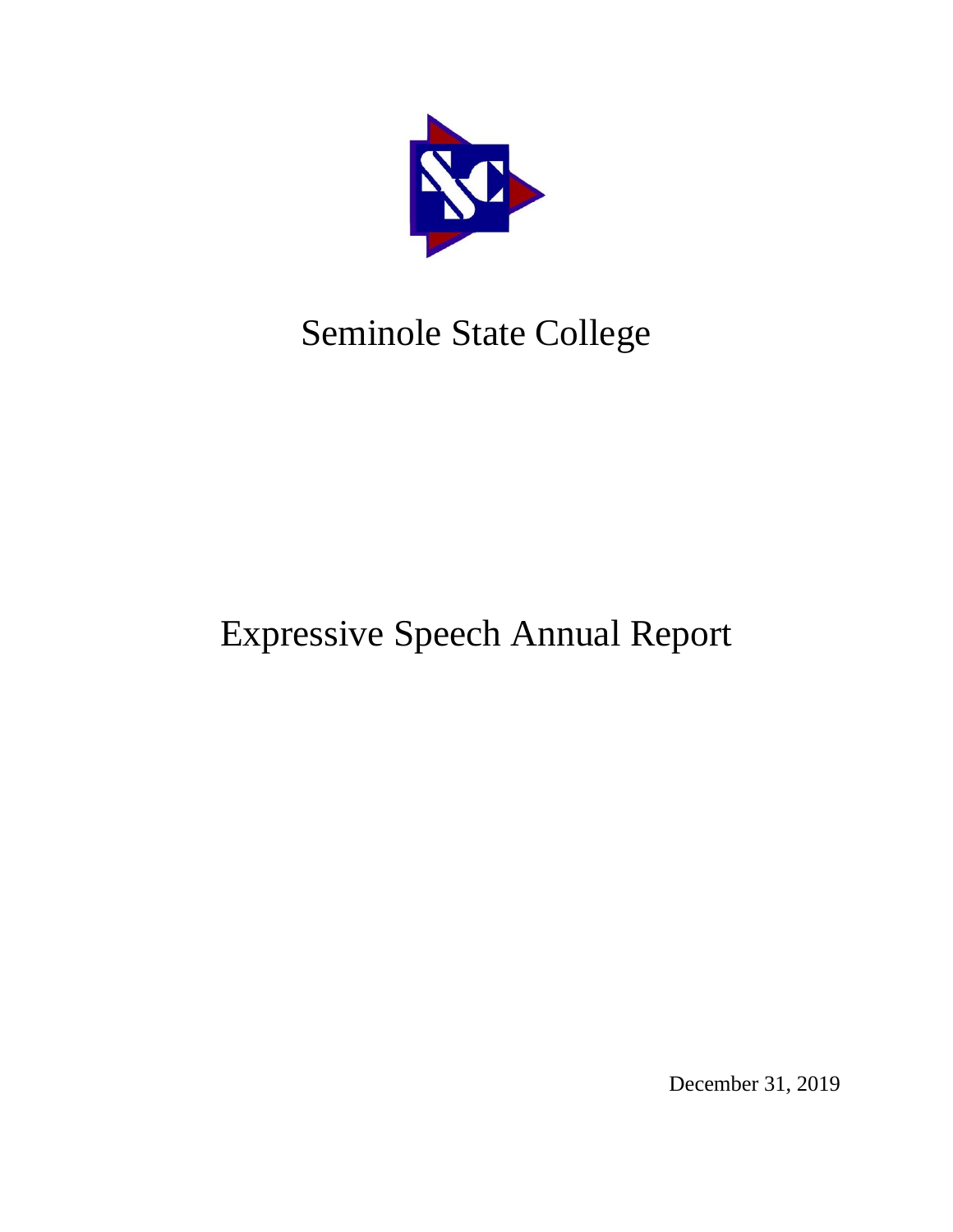# Seminole State College

# Expressive Speech Annual Report

December 31, 2019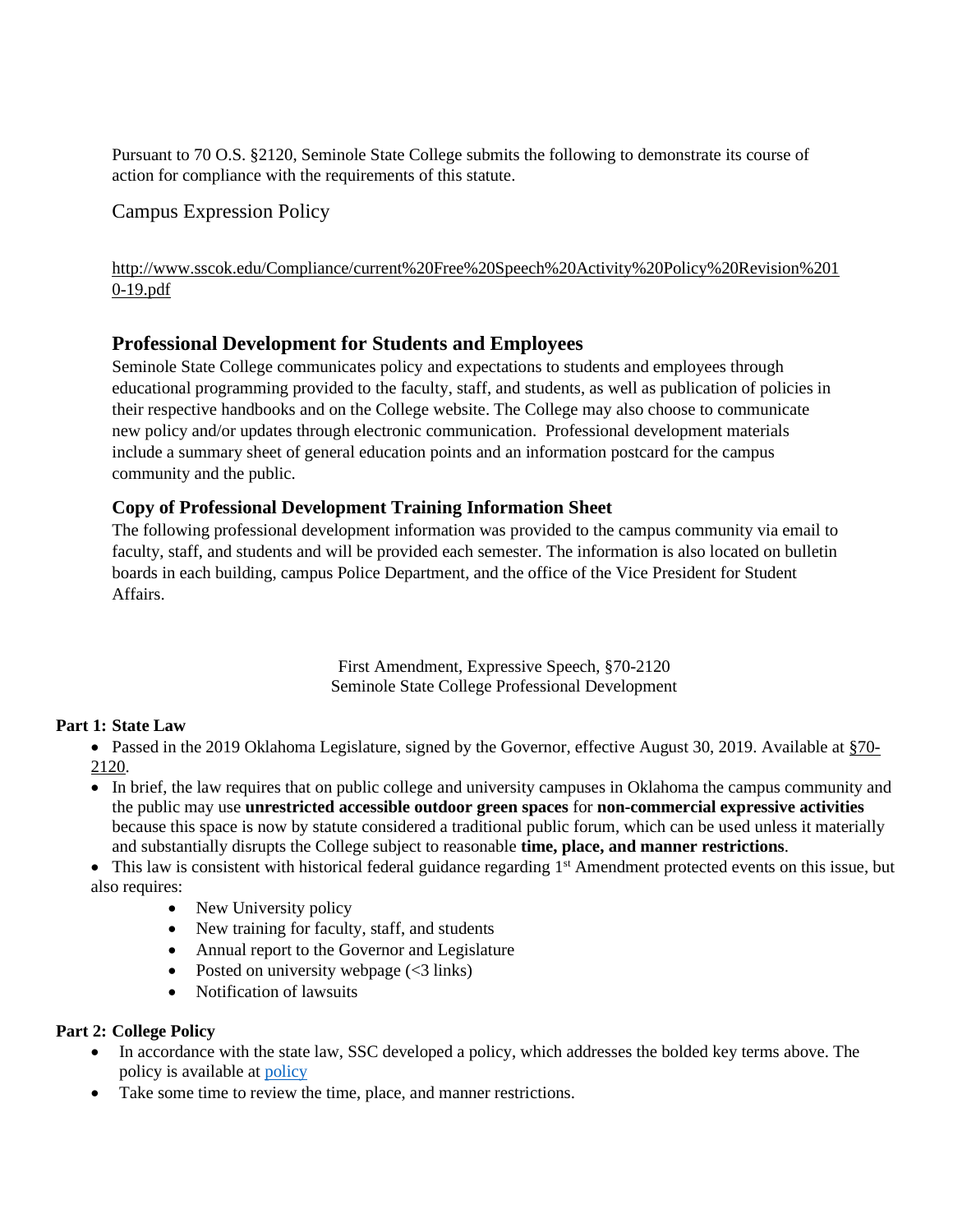Pursuant to 70 O.S. §2120, Seminole State College submits the following to demonstrate its course of action for compliance with the requirements of this statute.

## Campus Expression Policy

http://www.sscok.edu/Compliance/current%20Free%20Speech%20Activity%20Policy%20Revision%2010-19.pdf

## Professional Development for Students and Employees

Seminole State College communicates policy and expectations to students and employees through educational programming provided to the faculty, staff, and students, as well as publication of policies in their respective handbooks and on the College website. The College may also choose to communicate new policy and/or updates through electronic communication. Professional development materials include a summary sheet of general education points and an information postcard for the campus community and the public.

### Copy of Professional Development Training Information Sheet

The following professional development information was provided to the campus community via email to faculty, staff, and students and will be provided each semester. The information is also located on bulletin boards in each building, campus Police Department, and the office of the Vice President for Student Affairs.

First Amendment, Expressive Speech, §70-2120
Seminole State College Professional Development

**Part 1: State Law**

- Passed in the 2019 Oklahoma Legislature, signed by the Governor, effective August 30, 2019. Available at §70-2120.
- In brief, the law requires that on public college and university campuses in Oklahoma the campus community and the public may use **unrestricted accessible outdoor green spaces** for **non-commercial expressive activities** because this space is now by statute considered a traditional public forum, which can be used unless it materially and substantially disrupts the College subject to reasonable **time, place, and manner restrictions**.
- This law is consistent with historical federal guidance regarding 1st Amendment protected events on this issue, but also requires:
  - New University policy
  - New training for faculty, staff, and students
  - Annual report to the Governor and Legislature
  - Posted on university webpage (<3 links)
  - Notification of lawsuits

**Part 2: College Policy**

- In accordance with the state law, SSC developed a policy, which addresses the bolded key terms above. The policy is available at policy
- Take some time to review the time, place, and manner restrictions.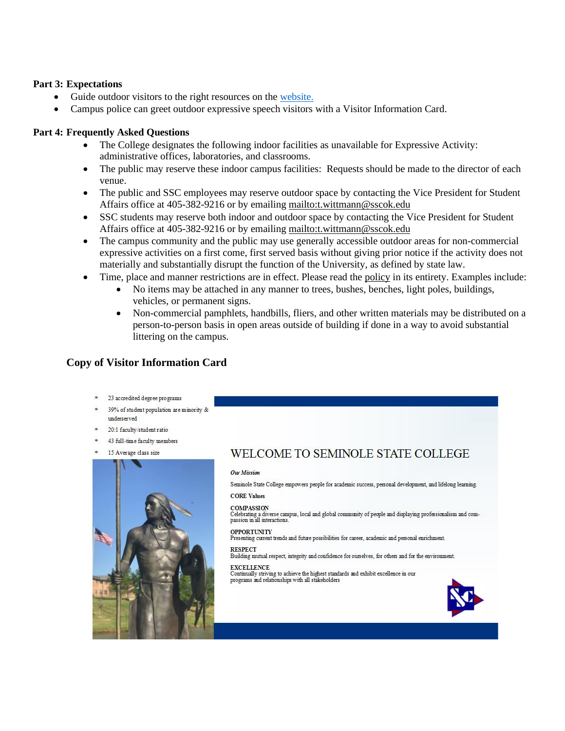**Part 3: Expectations**

- Guide outdoor visitors to the right resources on the website.
- Campus police can greet outdoor expressive speech visitors with a Visitor Information Card.

**Part 4: Frequently Asked Questions**

- The College designates the following indoor facilities as unavailable for Expressive Activity: administrative offices, laboratories, and classrooms.
- The public may reserve these indoor campus facilities: Requests should be made to the director of each venue.
- The public and SSC employees may reserve outdoor space by contacting the Vice President for Student Affairs office at 405-382-9216 or by emailing mailto:t.wittmann@sscok.edu
- SSC students may reserve both indoor and outdoor space by contacting the Vice President for Student Affairs office at 405-382-9216 or by emailing mailto:t.wittmann@sscok.edu
- The campus community and the public may use generally accessible outdoor areas for non-commercial expressive activities on a first come, first served basis without giving prior notice if the activity does not materially and substantially disrupt the function of the University, as defined by state law.
- Time, place and manner restrictions are in effect. Please read the policy in its entirety. Examples include:
  - No items may be attached in any manner to trees, bushes, benches, light poles, buildings, vehicles, or permanent signs.
  - Non-commercial pamphlets, handbills, fliers, and other written materials may be distributed on a person-to-person basis in open areas outside of building if done in a way to avoid substantial littering on the campus.

## Copy of Visitor Information Card

- 23 accredited degree programs
- 39% of student population are minority & underserved
- 20:1 faculty/student ratio
- 43 full-time faculty members
- 15 Average class size

WELCOME TO SEMINOLE STATE COLLEGE

*Our Mission*

Seminole State College empowers people for academic success, personal development, and lifelong learning.

**CORE Values**

**COMPASSION**
Celebrating a diverse campus, local and global community of people and displaying professionalism and compassion in all interactions.

**OPPORTUNITY**
Presenting current trends and future possibilities for career, academic and personal enrichment.

**RESPECT**
Building mutual respect, integrity and confidence for ourselves, for others and for the environment.

**EXCELLENCE**
Continually striving to achieve the highest standards and exhibit excellence in our programs and relationships with all stakeholders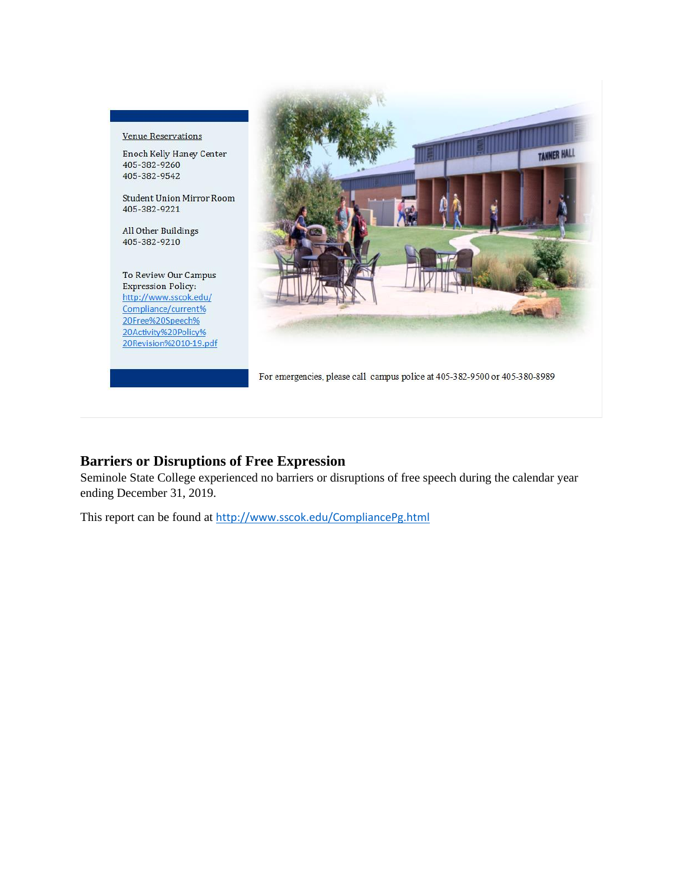Venue Reservations

Enoch Kelly Haney Center
405-382-9260
405-382-9542

Student Union Mirror Room
405-382-9221

All Other Buildings
405-382-9210

To Review Our Campus Expression Policy:
http://www.sscok.edu/Compliance/current%20Free%20Speech%20Activity%20Policy%20Revision%2010-19.pdf

For emergencies, please call campus police at 405-382-9500 or 405-380-8989

## Barriers or Disruptions of Free Expression

Seminole State College experienced no barriers or disruptions of free speech during the calendar year ending December 31, 2019.

This report can be found at http://www.sscok.edu/CompliancePg.html